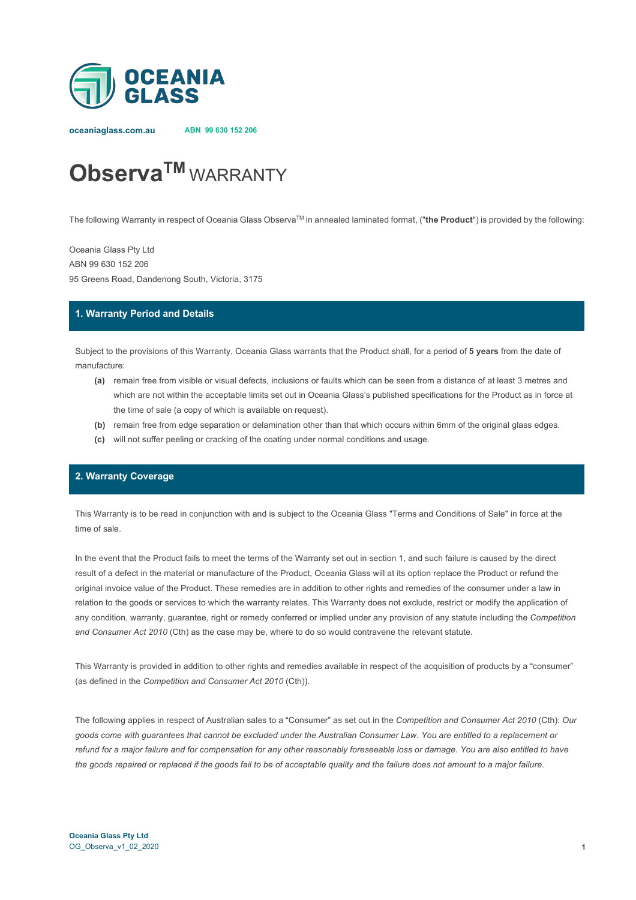oceaniaglass.com.au ABN 99 630 152 206

# Observa™ WARRANTY

The following Warranty in respect of Oceania Glass Observa™ in annealed laminated format, ("**the Product**") is provided by the following:

Oceania Glass Pty Ltd
ABN 99 630 152 206
95 Greens Road, Dandenong South, Victoria, 3175

## 1. Warranty Period and Details

Subject to the provisions of this Warranty, Oceania Glass warrants that the Product shall, for a period of **5 years** from the date of manufacture:

- **(a)** remain free from visible or visual defects, inclusions or faults which can be seen from a distance of at least 3 metres and which are not within the acceptable limits set out in Oceania Glass's published specifications for the Product as in force at the time of sale (a copy of which is available on request).
- **(b)** remain free from edge separation or delamination other than that which occurs within 6mm of the original glass edges.
- **(c)** will not suffer peeling or cracking of the coating under normal conditions and usage.

## 2. Warranty Coverage

This Warranty is to be read in conjunction with and is subject to the Oceania Glass "Terms and Conditions of Sale" in force at the time of sale.

In the event that the Product fails to meet the terms of the Warranty set out in section 1, and such failure is caused by the direct result of a defect in the material or manufacture of the Product, Oceania Glass will at its option replace the Product or refund the original invoice value of the Product. These remedies are in addition to other rights and remedies of the consumer under a law in relation to the goods or services to which the warranty relates. This Warranty does not exclude, restrict or modify the application of any condition, warranty, guarantee, right or remedy conferred or implied under any provision of any statute including the *Competition and Consumer Act 2010* (Cth) as the case may be, where to do so would contravene the relevant statute.

This Warranty is provided in addition to other rights and remedies available in respect of the acquisition of products by a "consumer" (as defined in the *Competition and Consumer Act 2010* (Cth)).

The following applies in respect of Australian sales to a "Consumer" as set out in the *Competition and Consumer Act 2010* (Cth): *Our goods come with guarantees that cannot be excluded under the Australian Consumer Law. You are entitled to a replacement or refund for a major failure and for compensation for any other reasonably foreseeable loss or damage. You are also entitled to have the goods repaired or replaced if the goods fail to be of acceptable quality and the failure does not amount to a major failure.*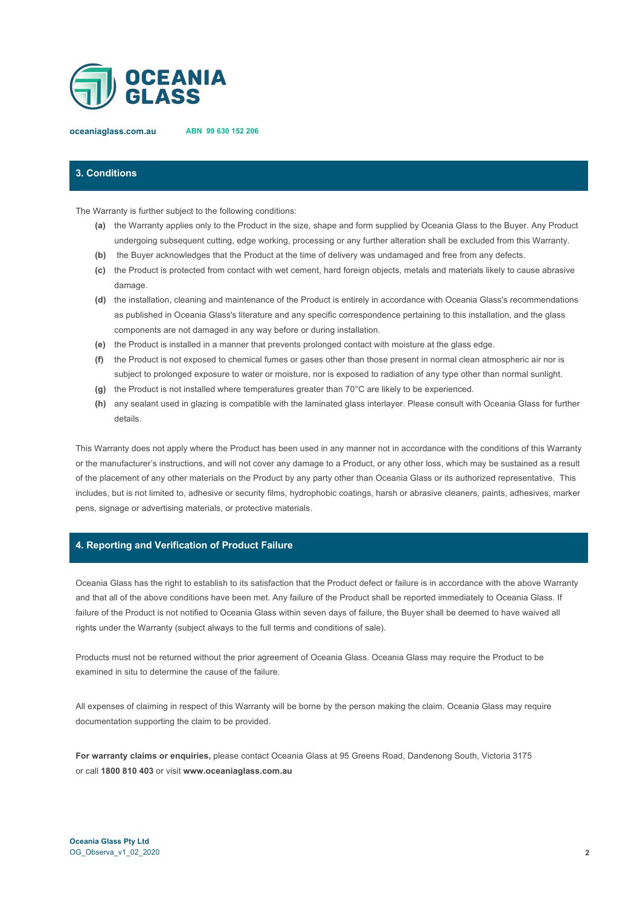## 3. Conditions

The Warranty is further subject to the following conditions:

- **(a)** the Warranty applies only to the Product in the size, shape and form supplied by Oceania Glass to the Buyer. Any Product undergoing subsequent cutting, edge working, processing or any further alteration shall be excluded from this Warranty.
- **(b)** the Buyer acknowledges that the Product at the time of delivery was undamaged and free from any defects.
- **(c)** the Product is protected from contact with wet cement, hard foreign objects, metals and materials likely to cause abrasive damage.
- **(d)** the installation, cleaning and maintenance of the Product is entirely in accordance with Oceania Glass's recommendations as published in Oceania Glass's literature and any specific correspondence pertaining to this installation, and the glass components are not damaged in any way before or during installation.
- **(e)** the Product is installed in a manner that prevents prolonged contact with moisture at the glass edge.
- **(f)** the Product is not exposed to chemical fumes or gases other than those present in normal clean atmospheric air nor is subject to prolonged exposure to water or moisture, nor is exposed to radiation of any type other than normal sunlight.
- **(g)** the Product is not installed where temperatures greater than 70°C are likely to be experienced.
- **(h)** any sealant used in glazing is compatible with the laminated glass interlayer. Please consult with Oceania Glass for further details.

This Warranty does not apply where the Product has been used in any manner not in accordance with the conditions of this Warranty or the manufacturer's instructions, and will not cover any damage to a Product, or any other loss, which may be sustained as a result of the placement of any other materials on the Product by any party other than Oceania Glass or its authorized representative. This includes, but is not limited to, adhesive or security films, hydrophobic coatings, harsh or abrasive cleaners, paints, adhesives, marker pens, signage or advertising materials, or protective materials.

## 4. Reporting and Verification of Product Failure

Oceania Glass has the right to establish to its satisfaction that the Product defect or failure is in accordance with the above Warranty and that all of the above conditions have been met. Any failure of the Product shall be reported immediately to Oceania Glass. If failure of the Product is not notified to Oceania Glass within seven days of failure, the Buyer shall be deemed to have waived all rights under the Warranty (subject always to the full terms and conditions of sale).

Products must not be returned without the prior agreement of Oceania Glass. Oceania Glass may require the Product to be examined in situ to determine the cause of the failure.

All expenses of claiming in respect of this Warranty will be borne by the person making the claim. Oceania Glass may require documentation supporting the claim to be provided.

**For warranty claims or enquiries,** please contact Oceania Glass at 95 Greens Road, Dandenong South, Victoria 3175 or call **1800 810 403** or visit **www.oceaniaglass.com.au**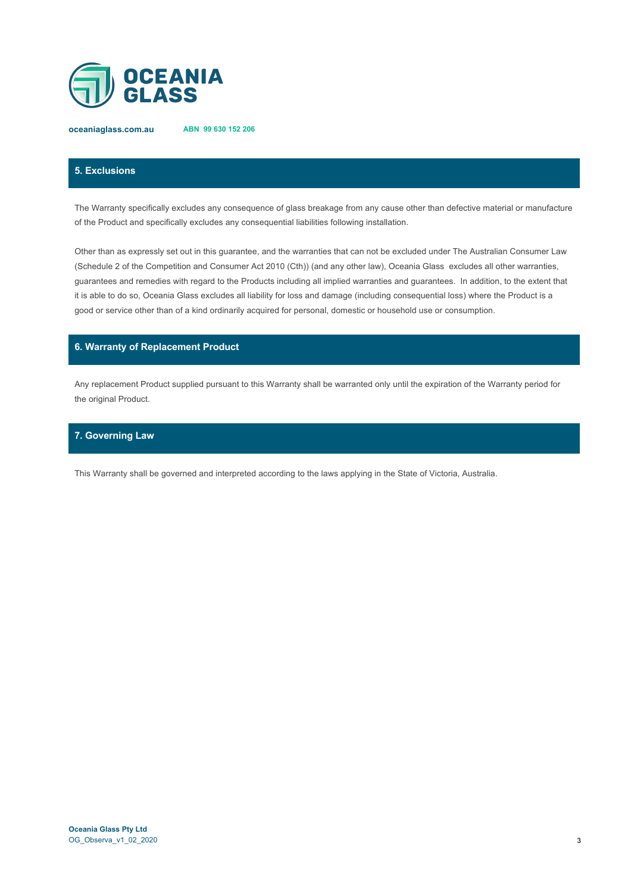**OCEANIA GLASS**

oceaniaglass.com.au ABN 99 630 152 206

## 5. Exclusions

The Warranty specifically excludes any consequence of glass breakage from any cause other than defective material or manufacture of the Product and specifically excludes any consequential liabilities following installation.

Other than as expressly set out in this guarantee, and the warranties that can not be excluded under The Australian Consumer Law (Schedule 2 of the Competition and Consumer Act 2010 (Cth)) (and any other law), Oceania Glass excludes all other warranties, guarantees and remedies with regard to the Products including all implied warranties and guarantees. In addition, to the extent that it is able to do so, Oceania Glass excludes all liability for loss and damage (including consequential loss) where the Product is a good or service other than of a kind ordinarily acquired for personal, domestic or household use or consumption.

## 6. Warranty of Replacement Product

Any replacement Product supplied pursuant to this Warranty shall be warranted only until the expiration of the Warranty period for the original Product.

## 7. Governing Law

This Warranty shall be governed and interpreted according to the laws applying in the State of Victoria, Australia.

**Oceania Glass Pty Ltd**
OG_Observa_v1_02_2020